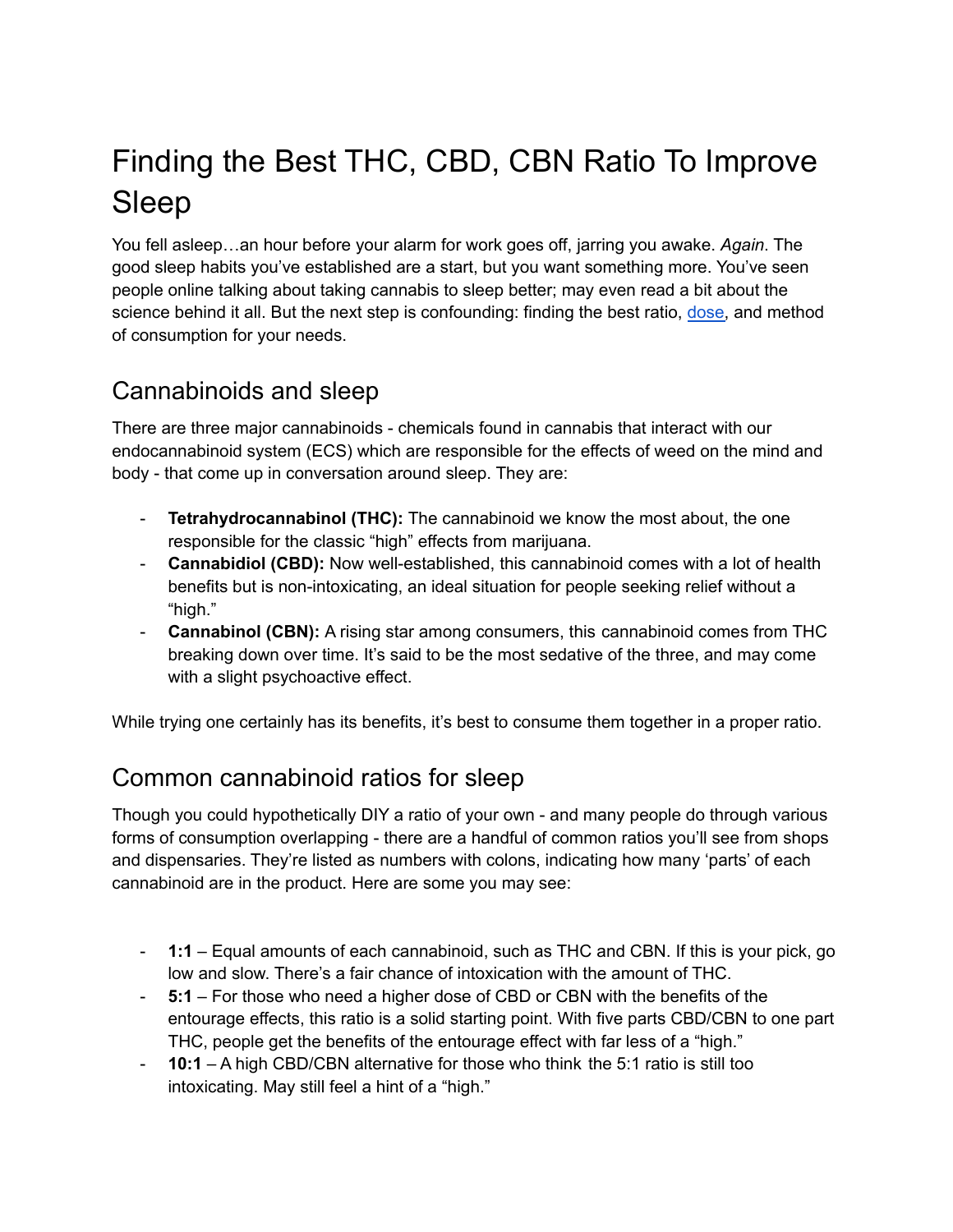# Finding the Best THC, CBD, CBN Ratio To Improve Sleep

You fell asleep…an hour before your alarm for work goes off, jarring you awake. *Again*. The good sleep habits you've established are a start, but you want something more. You've seen people online talking about taking cannabis to sleep better; may even read a bit about the science behind it all. But the next step is confounding: finding the best ratio, [dose](), and method of consumption for your needs.

## Cannabinoids and sleep

There are three major cannabinoids - chemicals found in cannabis that interact with our endocannabinoid system (ECS) which are responsible for the effects of weed on the mind and body - that come up in conversation around sleep. They are:

- **Tetrahydrocannabinol (THC):** The cannabinoid we know the most about, the one responsible for the classic "high" effects from marijuana.
- **Cannabidiol (CBD):** Now well-established, this cannabinoid comes with a lot of health benefits but is non-intoxicating, an ideal situation for people seeking relief without a "high."
- **Cannabinol (CBN):** A rising star among consumers, this cannabinoid comes from THC breaking down over time. It's said to be the most sedative of the three, and may come with a slight psychoactive effect.

While trying one certainly has its benefits, it's best to consume them together in a proper ratio.

## Common cannabinoid ratios for sleep

Though you could hypothetically DIY a ratio of your own - and many people do through various forms of consumption overlapping - there are a handful of common ratios you'll see from shops and dispensaries. They're listed as numbers with colons, indicating how many 'parts' of each cannabinoid are in the product. Here are some you may see:

- **1:1** – Equal amounts of each cannabinoid, such as THC and CBN. If this is your pick, go low and slow. There's a fair chance of intoxication with the amount of THC.
- **5:1** – For those who need a higher dose of CBD or CBN with the benefits of the entourage effects, this ratio is a solid starting point. With five parts CBD/CBN to one part THC, people get the benefits of the entourage effect with far less of a "high."
- **10:1** – A high CBD/CBN alternative for those who think the 5:1 ratio is still too intoxicating. May still feel a hint of a "high."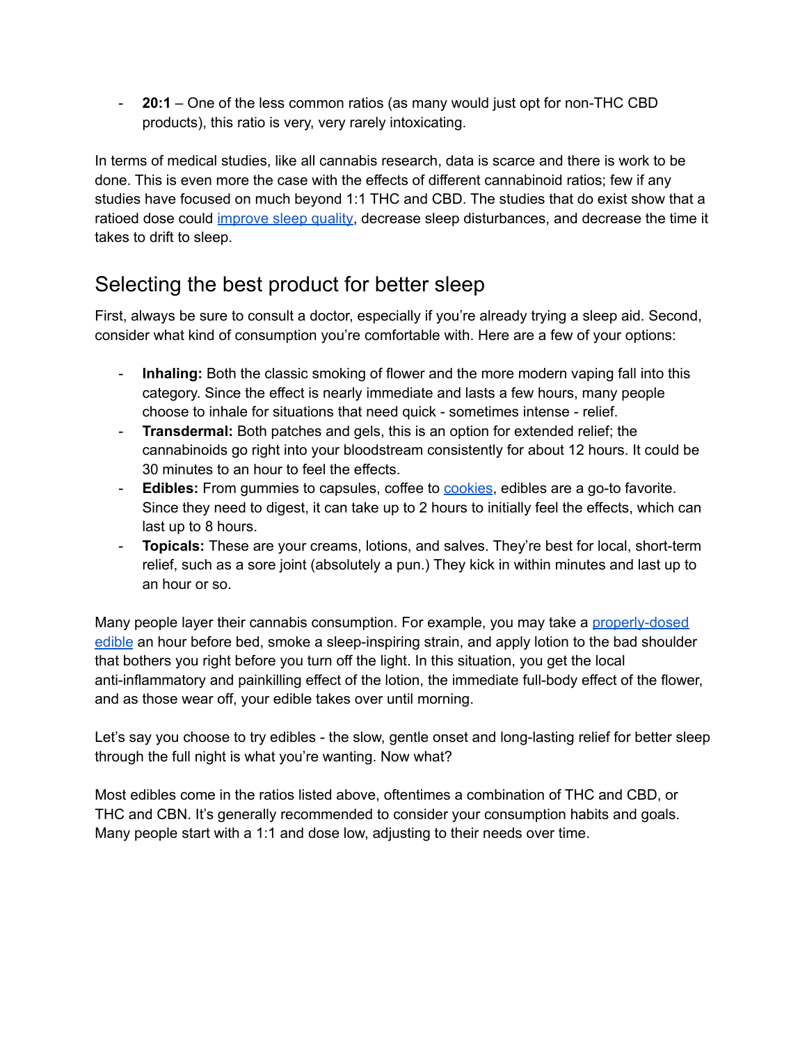- **20:1** – One of the less common ratios (as many would just opt for non-THC CBD products), this ratio is very, very rarely intoxicating.

In terms of medical studies, like all cannabis research, data is scarce and there is work to be done. This is even more the case with the effects of different cannabinoid ratios; few if any studies have focused on much beyond 1:1 THC and CBD. The studies that do exist show that a ratioed dose could improve sleep quality, decrease sleep disturbances, and decrease the time it takes to drift to sleep.

## Selecting the best product for better sleep

First, always be sure to consult a doctor, especially if you're already trying a sleep aid. Second, consider what kind of consumption you're comfortable with. Here are a few of your options:

- **Inhaling:** Both the classic smoking of flower and the more modern vaping fall into this category. Since the effect is nearly immediate and lasts a few hours, many people choose to inhale for situations that need quick - sometimes intense - relief.
- **Transdermal:** Both patches and gels, this is an option for extended relief; the cannabinoids go right into your bloodstream consistently for about 12 hours. It could be 30 minutes to an hour to feel the effects.
- **Edibles:** From gummies to capsules, coffee to cookies, edibles are a go-to favorite. Since they need to digest, it can take up to 2 hours to initially feel the effects, which can last up to 8 hours.
- **Topicals:** These are your creams, lotions, and salves. They're best for local, short-term relief, such as a sore joint (absolutely a pun.) They kick in within minutes and last up to an hour or so.

Many people layer their cannabis consumption. For example, you may take a properly-dosed edible an hour before bed, smoke a sleep-inspiring strain, and apply lotion to the bad shoulder that bothers you right before you turn off the light. In this situation, you get the local anti-inflammatory and painkilling effect of the lotion, the immediate full-body effect of the flower, and as those wear off, your edible takes over until morning.

Let's say you choose to try edibles - the slow, gentle onset and long-lasting relief for better sleep through the full night is what you're wanting. Now what?

Most edibles come in the ratios listed above, oftentimes a combination of THC and CBD, or THC and CBN. It's generally recommended to consider your consumption habits and goals. Many people start with a 1:1 and dose low, adjusting to their needs over time.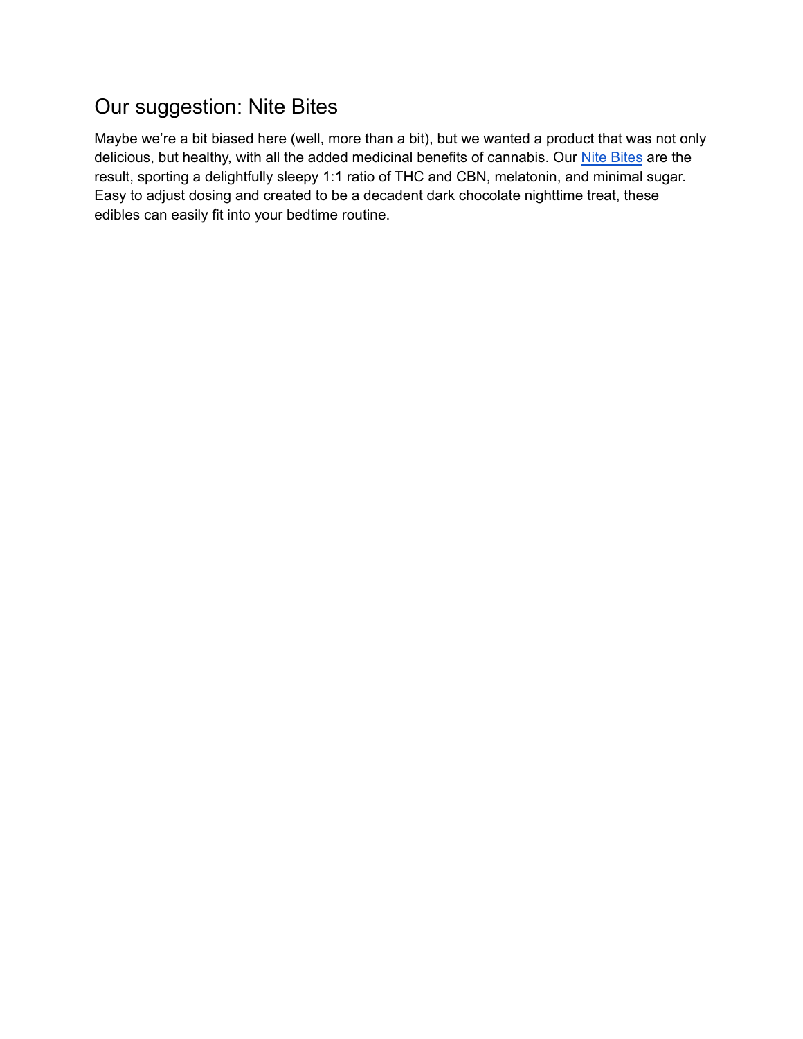## Our suggestion: Nite Bites

Maybe we're a bit biased here (well, more than a bit), but we wanted a product that was not only delicious, but healthy, with all the added medicinal benefits of cannabis. Our [Nite Bites]() are the result, sporting a delightfully sleepy 1:1 ratio of THC and CBN, melatonin, and minimal sugar. Easy to adjust dosing and created to be a decadent dark chocolate nighttime treat, these edibles can easily fit into your bedtime routine.